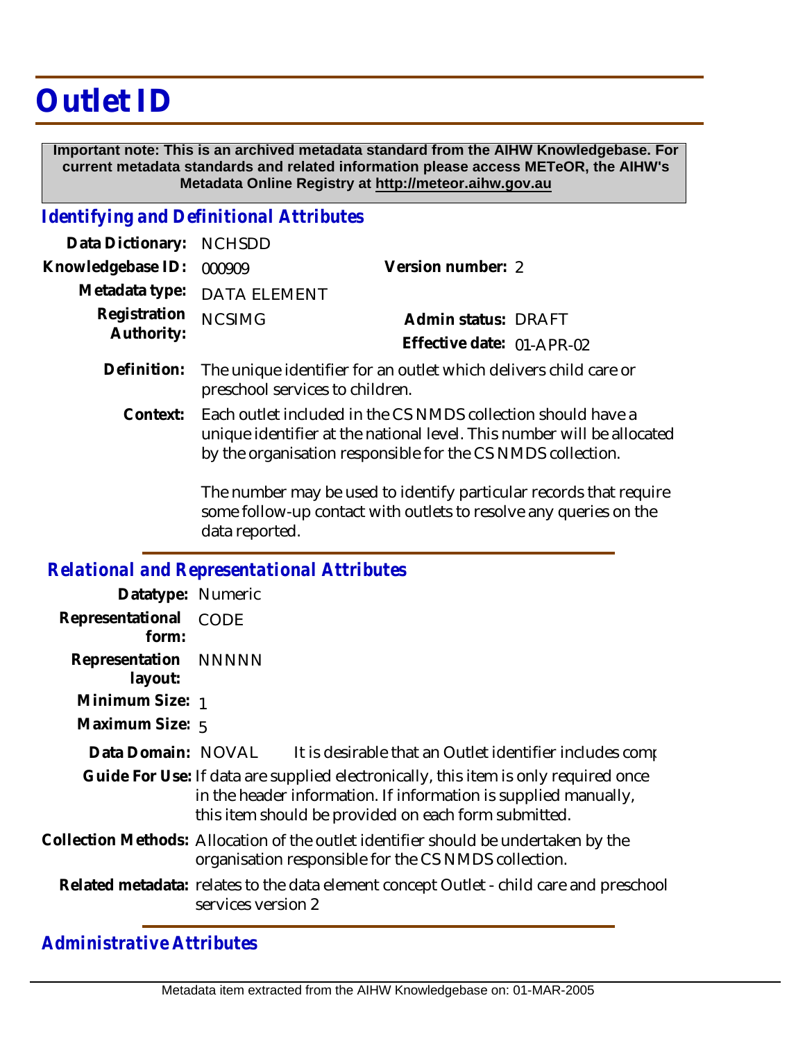# Outlet ID

**Important note: This is an archived metadata standard from the AIHW Knowledgebase. For current metadata standards and related information please access METeOR, the AIHW's Metadata Online Registry at http://meteor.aihw.gov.au**

## *Identifying and Definitional Attributes*

**Data Dictionary:** NCHSDD

**Knowledgebase ID:** 000909 **Version number:** 2

**Metadata type:** DATA ELEMENT

**Registration Authority:** NCSIMG **Admin status:** DRAFT

**Effective date:** 01-APR-02

**Definition:** The unique identifier for an outlet which delivers child care or preschool services to children.

**Context:** Each outlet included in the CS NMDS collection should have a unique identifier at the national level. This number will be allocated by the organisation responsible for the CS NMDS collection.

The number may be used to identify particular records that require some follow-up contact with outlets to resolve any queries on the data reported.

## *Relational and Representational Attributes*

**Datatype:** Numeric

**Representational form:** CODE

**Representation layout:** NNNNN

**Minimum Size:** 1

**Maximum Size:** 5

**Data Domain:** NOVAL It is desirable that an Outlet identifier includes comp

**Guide For Use:** If data are supplied electronically, this item is only required once in the header information. If information is supplied manually, this item should be provided on each form submitted.

**Collection Methods:** Allocation of the outlet identifier should be undertaken by the organisation responsible for the CS NMDS collection.

**Related metadata:** relates to the data element concept Outlet - child care and preschool services version 2

## *Administrative Attributes*

Metadata item extracted from the AIHW Knowledgebase on: 01-MAR-2005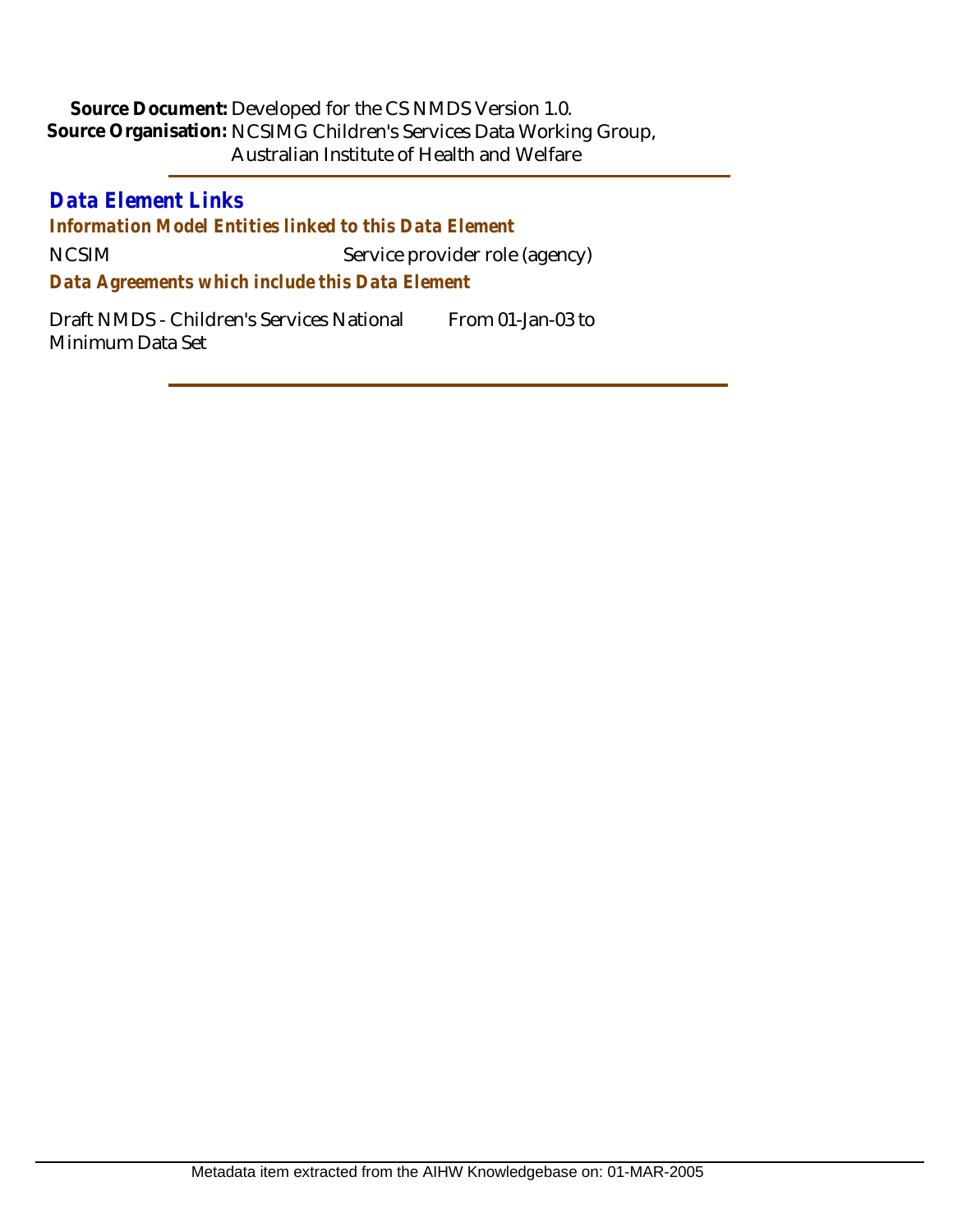**Source Document:** Developed for the CS NMDS Version 1.0.
**Source Organisation:** NCSIMG Children's Services Data Working Group, Australian Institute of Health and Welfare

## Data Element Links

### *Information Model Entities linked to this Data Element*

| | |
|---|---|
| NCSIM | Service provider role (agency) |

### *Data Agreements which include this Data Element*

| | |
|---|---|
| Draft NMDS - Children's Services National Minimum Data Set | From 01-Jan-03 to |

Metadata item extracted from the AIHW Knowledgebase on: 01-MAR-2005